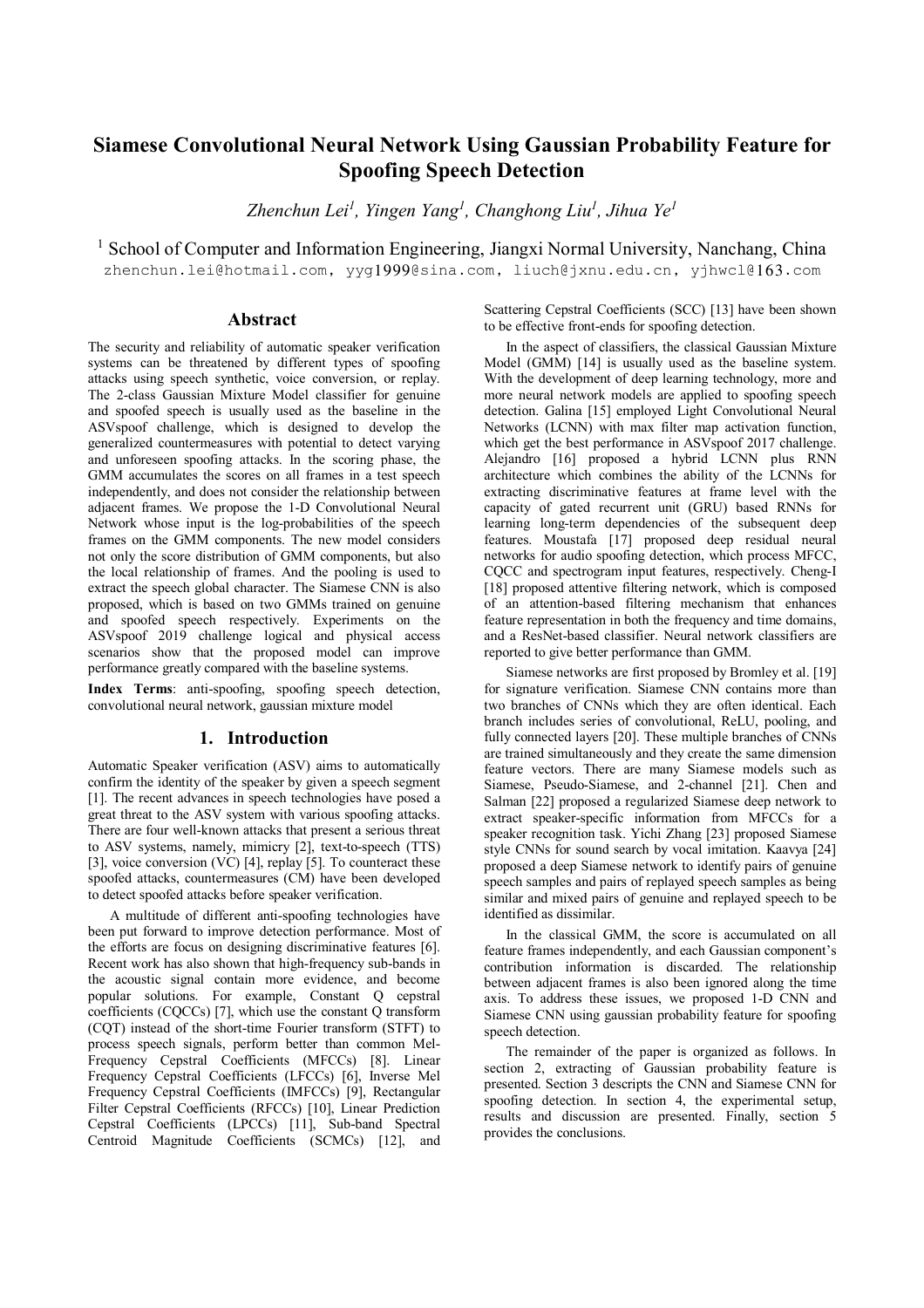# Siamese Convolutional Neural Network Using Gaussian Probability Feature for Spoofing Speech Detection

*Zhenchun Lei[1], Yingen Yang[1], Changhong Liu[1], Jihua Ye[1]*

[1] School of Computer and Information Engineering, Jiangxi Normal University, Nanchang, China

zhenchun.lei@hotmail.com, yyg1999@sina.com, liuch@jxnu.edu.cn, yjhwcl@163.com

## Abstract

The security and reliability of automatic speaker verification systems can be threatened by different types of spoofing attacks using speech synthetic, voice conversion, or replay. The 2-class Gaussian Mixture Model classifier for genuine and spoofed speech is usually used as the baseline in the ASVspoof challenge, which is designed to develop the generalized countermeasures with potential to detect varying and unforeseen spoofing attacks. In the scoring phase, the GMM accumulates the scores on all frames in a test speech independently, and does not consider the relationship between adjacent frames. We propose the 1-D Convolutional Neural Network whose input is the log-probabilities of the speech frames on the GMM components. The new model considers not only the score distribution of GMM components, but also the local relationship of frames. And the pooling is used to extract the speech global character. The Siamese CNN is also proposed, which is based on two GMMs trained on genuine and spoofed speech respectively. Experiments on the ASVspoof 2019 challenge logical and physical access scenarios show that the proposed model can improve performance greatly compared with the baseline systems.

**Index Terms**: anti-spoofing, spoofing speech detection, convolutional neural network, gaussian mixture model

## 1. Introduction

Automatic Speaker verification (ASV) aims to automatically confirm the identity of the speaker by given a speech segment [1]. The recent advances in speech technologies have posed a great threat to the ASV system with various spoofing attacks. There are four well-known attacks that present a serious threat to ASV systems, namely, mimicry [2], text-to-speech (TTS) [3], voice conversion (VC) [4], replay [5]. To counteract these spoofed attacks, countermeasures (CM) have been developed to detect spoofed attacks before speaker verification.

A multitude of different anti-spoofing technologies have been put forward to improve detection performance. Most of the efforts are focus on designing discriminative features [6]. Recent work has also shown that high-frequency sub-bands in the acoustic signal contain more evidence, and become popular solutions. For example, Constant Q cepstral coefficients (CQCCs) [7], which use the constant Q transform (CQT) instead of the short-time Fourier transform (STFT) to process speech signals, perform better than common Mel-Frequency Cepstral Coefficients (MFCCs) [8]. Linear Frequency Cepstral Coefficients (LFCCs) [6], Inverse Mel Frequency Cepstral Coefficients (IMFCCs) [9], Rectangular Filter Cepstral Coefficients (RFCCs) [10], Linear Prediction Cepstral Coefficients (LPCCs) [11], Sub-band Spectral Centroid Magnitude Coefficients (SCMCs) [12], and Scattering Cepstral Coefficients (SCC) [13] have been shown to be effective front-ends for spoofing detection.

In the aspect of classifiers, the classical Gaussian Mixture Model (GMM) [14] is usually used as the baseline system. With the development of deep learning technology, more and more neural network models are applied to spoofing speech detection. Galina [15] employed Light Convolutional Neural Networks (LCNN) with max filter map activation function, which get the best performance in ASVspoof 2017 challenge. Alejandro [16] proposed a hybrid LCNN plus RNN architecture which combines the ability of the LCNNs for extracting discriminative features at frame level with the capacity of gated recurrent unit (GRU) based RNNs for learning long-term dependencies of the subsequent deep features. Moustafa [17] proposed deep residual neural networks for audio spoofing detection, which process MFCC, CQCC and spectrogram input features, respectively. Cheng-I [18] proposed attentive filtering network, which is composed of an attention-based filtering mechanism that enhances feature representation in both the frequency and time domains, and a ResNet-based classifier. Neural network classifiers are reported to give better performance than GMM.

Siamese networks are first proposed by Bromley et al. [19] for signature verification. Siamese CNN contains more than two branches of CNNs which they are often identical. Each branch includes series of convolutional, ReLU, pooling, and fully connected layers [20]. These multiple branches of CNNs are trained simultaneously and they create the same dimension feature vectors. There are many Siamese models such as Siamese, Pseudo-Siamese, and 2-channel [21]. Chen and Salman [22] proposed a regularized Siamese deep network to extract speaker-specific information from MFCCs for a speaker recognition task. Yichi Zhang [23] proposed Siamese style CNNs for sound search by vocal imitation. Kaavya [24] proposed a deep Siamese network to identify pairs of genuine speech samples and pairs of replayed speech samples as being similar and mixed pairs of genuine and replayed speech to be identified as dissimilar.

In the classical GMM, the score is accumulated on all feature frames independently, and each Gaussian component's contribution information is discarded. The relationship between adjacent frames is also been ignored along the time axis. To address these issues, we proposed 1-D CNN and Siamese CNN using gaussian probability feature for spoofing speech detection.

The remainder of the paper is organized as follows. In section 2, extracting of Gaussian probability feature is presented. Section 3 descripts the CNN and Siamese CNN for spoofing detection. In section 4, the experimental setup, results and discussion are presented. Finally, section 5 provides the conclusions.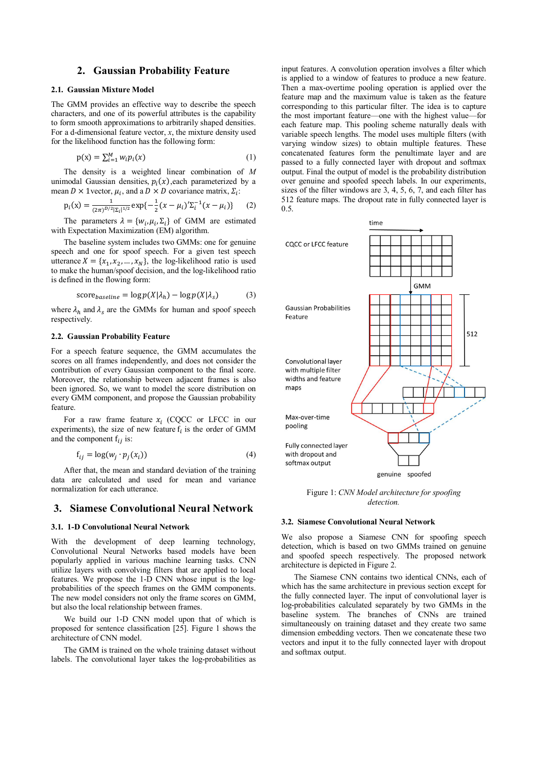## 2. Gaussian Probability Feature

### 2.1. Gaussian Mixture Model

The GMM provides an effective way to describe the speech characters, and one of its powerful attributes is the capability to form smooth approximations to arbitrarily shaped densities. For a d-dimensional feature vector, $x$, the mixture density used for the likelihood function has the following form:

$$\mathrm{p}(\mathrm{x}) = \sum_{i=1}^{M} w_i p_i(x) \tag{1}$$

The density is a weighted linear combination of $M$ unimodal Gaussian densities, $p_i(x)$,each parameterized by a mean $D \times 1$vector, $\mu_i$, and a $D \times D$ covariance matrix, $\Sigma_i$:

$$\mathrm{p}_i(\mathrm{x}) = \frac{1}{(2\pi)^{D/2}|\Sigma_i|^{1/2}} \exp\{-\frac{1}{2}(x-\mu_i)'\Sigma_i^{-1}(x-\mu_i)\} \tag{2}$$

The parameters $\lambda = \{w_i, \mu_i, \Sigma_i\}$ of GMM are estimated with Expectation Maximization (EM) algorithm.

The baseline system includes two GMMs: one for genuine speech and one for spoof speech. For a given test speech utterance $X = \{x_1, x_2, \ldots, x_N\}$, the log-likelihood ratio is used to make the human/spoof decision, and the log-likelihood ratio is defined in the flowing form:

$$\mathrm{score}_{baseline} = \log p(X|\lambda_h) - \log p(X|\lambda_s) \tag{3}$$

where $\lambda_h$ and $\lambda_s$ are the GMMs for human and spoof speech respectively.

### 2.2. Gaussian Probability Feature

For a speech feature sequence, the GMM accumulates the scores on all frames independently, and does not consider the contribution of every Gaussian component to the final score. Moreover, the relationship between adjacent frames is also been ignored. So, we want to model the score distribution on every GMM component, and propose the Gaussian probability feature.

For a raw frame feature $x_i$ (CQCC or LFCC in our experiments), the size of new feature $\mathrm{f}_i$ is the order of GMM and the component $\mathrm{f}_{ij}$ is:

$$\mathrm{f}_{ij} = \log(w_j \cdot p_j(x_i)) \tag{4}$$

After that, the mean and standard deviation of the training data are calculated and used for mean and variance normalization for each utterance.

## 3. Siamese Convolutional Neural Network

### 3.1. 1-D Convolutional Neural Network

With the development of deep learning technology, Convolutional Neural Networks based models have been popularly applied in various machine learning tasks. CNN utilize layers with convolving filters that are applied to local features. We propose the 1-D CNN whose input is the log-probabilities of the speech frames on the GMM components. The new model considers not only the frame scores on GMM, but also the local relationship between frames.

We build our 1-D CNN model upon that of which is proposed for sentence classification [25]. Figure 1 shows the architecture of CNN model.

The GMM is trained on the whole training dataset without labels. The convolutional layer takes the log-probabilities as input features. A convolution operation involves a filter which is applied to a window of features to produce a new feature. Then a max-overtime pooling operation is applied over the feature map and the maximum value is taken as the feature corresponding to this particular filter. The idea is to capture the most important feature—one with the highest value—for each feature map. This pooling scheme naturally deals with variable speech lengths. The model uses multiple filters (with varying window sizes) to obtain multiple features. These concatenated features form the penultimate layer and are passed to a fully connected layer with dropout and softmax output. Final the output of model is the probability distribution over genuine and spoofed speech labels. In our experiments, sizes of the filter windows are 3, 4, 5, 6, 7, and each filter has 512 feature maps. The dropout rate in fully connected layer is 0.5.

Figure 1: *CNN Model architecture for spoofing detection.*

### 3.2. Siamese Convolutional Neural Network

We also propose a Siamese CNN for spoofing speech detection, which is based on two GMMs trained on genuine and spoofed speech respectively. The proposed network architecture is depicted in Figure 2.

The Siamese CNN contains two identical CNNs, each of which has the same architecture in previous section except for the fully connected layer. The input of convolutional layer is log-probabilities calculated separately by two GMMs in the baseline system. The branches of CNNs are trained simultaneously on training dataset and they create two same dimension embedding vectors. Then we concatenate these two vectors and input it to the fully connected layer with dropout and softmax output.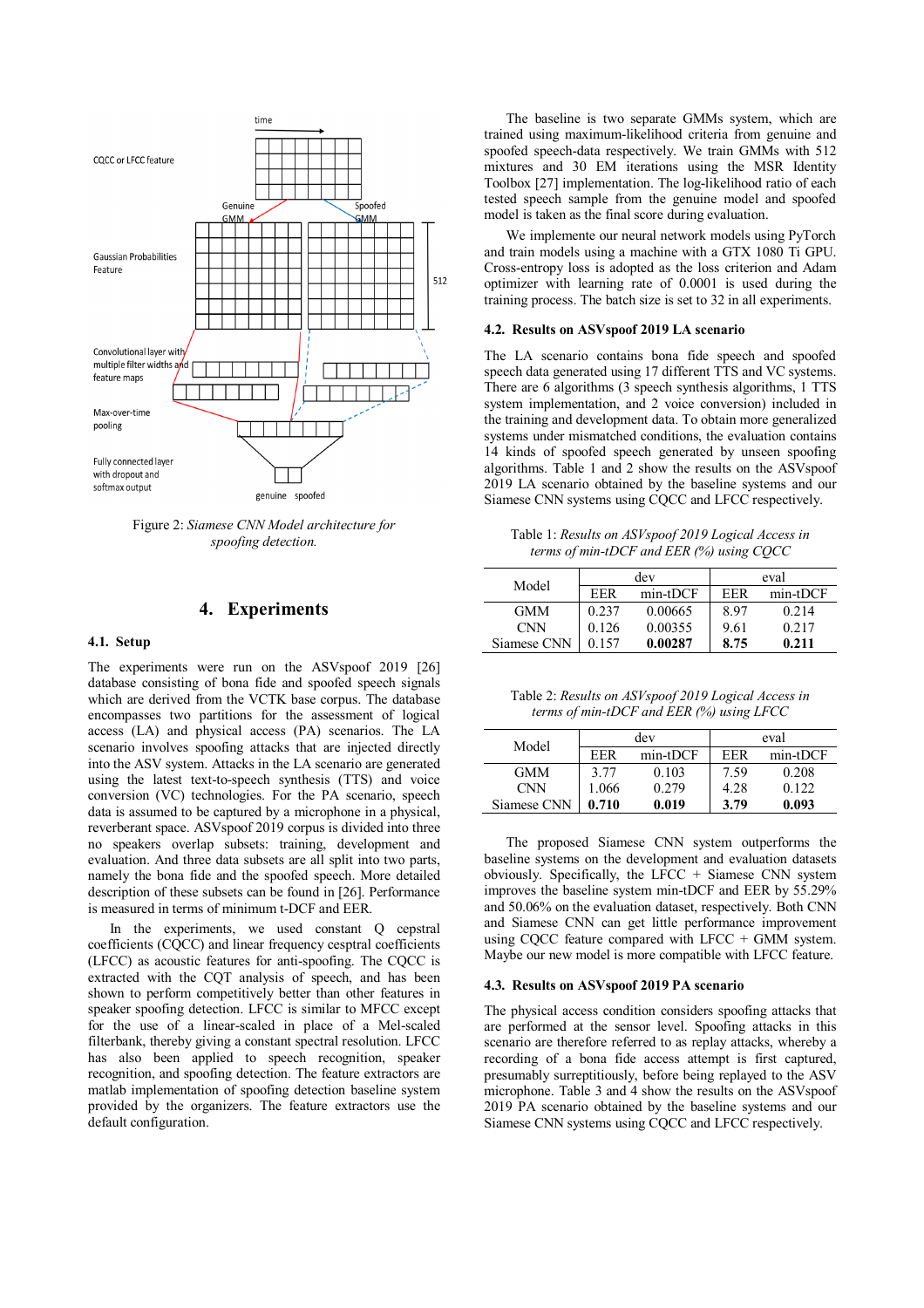Figure 2: *Siamese CNN Model architecture for spoofing detection.*

## 4. Experiments

### 4.1. Setup

The experiments were run on the ASVspoof 2019 [26] database consisting of bona fide and spoofed speech signals which are derived from the VCTK base corpus. The database encompasses two partitions for the assessment of logical access (LA) and physical access (PA) scenarios. The LA scenario involves spoofing attacks that are injected directly into the ASV system. Attacks in the LA scenario are generated using the latest text-to-speech synthesis (TTS) and voice conversion (VC) technologies. For the PA scenario, speech data is assumed to be captured by a microphone in a physical, reverberant space. ASVspoof 2019 corpus is divided into three no speakers overlap subsets: training, development and evaluation. And three data subsets are all split into two parts, namely the bona fide and the spoofed speech. More detailed description of these subsets can be found in [26]. Performance is measured in terms of minimum t-DCF and EER.

In the experiments, we used constant Q cepstral coefficients (CQCC) and linear frequency cesptral coefficients (LFCC) as acoustic features for anti-spoofing. The CQCC is extracted with the CQT analysis of speech, and has been shown to perform competitively better than other features in speaker spoofing detection. LFCC is similar to MFCC except for the use of a linear-scaled in place of a Mel-scaled filterbank, thereby giving a constant spectral resolution. LFCC has also been applied to speech recognition, speaker recognition, and spoofing detection. The feature extractors are matlab implementation of spoofing detection baseline system provided by the organizers. The feature extractors use the default configuration.

The baseline is two separate GMMs system, which are trained using maximum-likelihood criteria from genuine and spoofed speech-data respectively. We train GMMs with 512 mixtures and 30 EM iterations using the MSR Identity Toolbox [27] implementation. The log-likelihood ratio of each tested speech sample from the genuine model and spoofed model is taken as the final score during evaluation.

We implemente our neural network models using PyTorch and train models using a machine with a GTX 1080 Ti GPU. Cross-entropy loss is adopted as the loss criterion and Adam optimizer with learning rate of 0.0001 is used during the training process. The batch size is set to 32 in all experiments.

### 4.2. Results on ASVspoof 2019 LA scenario

The LA scenario contains bona fide speech and spoofed speech data generated using 17 different TTS and VC systems. There are 6 algorithms (3 speech synthesis algorithms, 1 TTS system implementation, and 2 voice conversion) included in the training and development data. To obtain more generalized systems under mismatched conditions, the evaluation contains 14 kinds of spoofed speech generated by unseen spoofing algorithms. Table 1 and 2 show the results on the ASVspoof 2019 LA scenario obtained by the baseline systems and our Siamese CNN systems using CQCC and LFCC respectively.

Table 1: *Results on ASVspoof 2019 Logical Access in terms of min-tDCF and EER (%) using CQCC*

| Model | dev | | eval | |
|---|---|---|---|---|
| | EER | min-tDCF | EER | min-tDCF |
| GMM | 0.237 | 0.00665 | 8.97 | 0.214 |
| CNN | 0.126 | 0.00355 | 9.61 | 0.217 |
| Siamese CNN | 0.157 | **0.00287** | **8.75** | **0.211** |

Table 2: *Results on ASVspoof 2019 Logical Access in terms of min-tDCF and EER (%) using LFCC*

| Model | dev | | eval | |
|---|---|---|---|---|
| | EER | min-tDCF | EER | min-tDCF |
| GMM | 3.77 | 0.103 | 7.59 | 0.208 |
| CNN | 1.066 | 0.279 | 4.28 | 0.122 |
| Siamese CNN | **0.710** | **0.019** | **3.79** | **0.093** |

The proposed Siamese CNN system outperforms the baseline systems on the development and evaluation datasets obviously. Specifically, the LFCC + Siamese CNN system improves the baseline system min-tDCF and EER by 55.29% and 50.06% on the evaluation dataset, respectively. Both CNN and Siamese CNN can get little performance improvement using CQCC feature compared with LFCC + GMM system. Maybe our new model is more compatible with LFCC feature.

### 4.3. Results on ASVspoof 2019 PA scenario

The physical access condition considers spoofing attacks that are performed at the sensor level. Spoofing attacks in this scenario are therefore referred to as replay attacks, whereby a recording of a bona fide access attempt is first captured, presumably surreptitiously, before being replayed to the ASV microphone. Table 3 and 4 show the results on the ASVspoof 2019 PA scenario obtained by the baseline systems and our Siamese CNN systems using CQCC and LFCC respectively.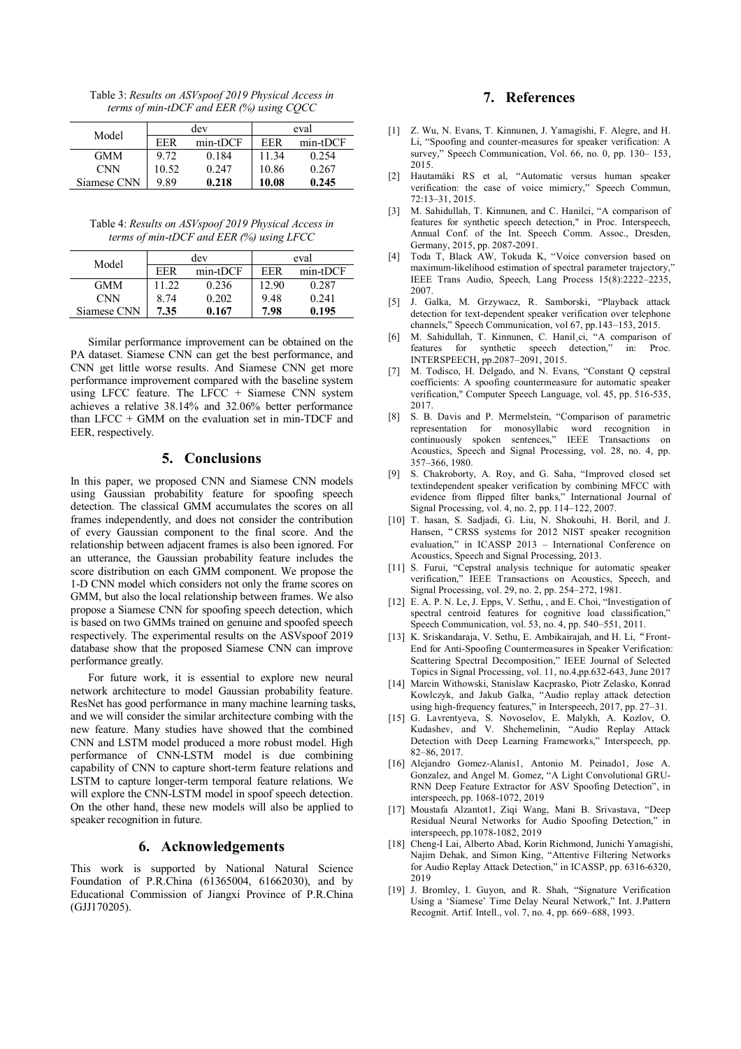Table 3: *Results on ASVspoof 2019 Physical Access in terms of min-tDCF and EER (%) using CQCC*

| Model | dev | | eval | |
|---|---|---|---|---|
| | EER | min-tDCF | EER | min-tDCF |
| GMM | 9.72 | 0.184 | 11.34 | 0.254 |
| CNN | 10.52 | 0.247 | 10.86 | 0.267 |
| Siamese CNN | 9.89 | **0.218** | **10.08** | **0.245** |

Table 4: *Results on ASVspoof 2019 Physical Access in terms of min-tDCF and EER (%) using LFCC*

| Model | dev | | eval | |
|---|---|---|---|---|
| | EER | min-tDCF | EER | min-tDCF |
| GMM | 11.22 | 0.236 | 12.90 | 0.287 |
| CNN | 8.74 | 0.202 | 9.48 | 0.241 |
| Siamese CNN | **7.35** | **0.167** | **7.98** | **0.195** |

Similar performance improvement can be obtained on the PA dataset. Siamese CNN can get the best performance, and CNN get little worse results. And Siamese CNN get more performance improvement compared with the baseline system using LFCC feature. The LFCC + Siamese CNN system achieves a relative 38.14% and 32.06% better performance than LFCC + GMM on the evaluation set in min-TDCF and EER, respectively.

## 5. Conclusions

In this paper, we proposed CNN and Siamese CNN models using Gaussian probability feature for spoofing speech detection. The classical GMM accumulates the scores on all frames independently, and does not consider the contribution of every Gaussian component to the final score. And the relationship between adjacent frames is also been ignored. For an utterance, the Gaussian probability feature includes the score distribution on each GMM component. We propose the 1-D CNN model which considers not only the frame scores on GMM, but also the local relationship between frames. We also propose a Siamese CNN for spoofing speech detection, which is based on two GMMs trained on genuine and spoofed speech respectively. The experimental results on the ASVspoof 2019 database show that the proposed Siamese CNN can improve performance greatly.

For future work, it is essential to explore new neural network architecture to model Gaussian probability feature. ResNet has good performance in many machine learning tasks, and we will consider the similar architecture combing with the new feature. Many studies have showed that the combined CNN and LSTM model produced a more robust model. High performance of CNN-LSTM model is due combining capability of CNN to capture short-term feature relations and LSTM to capture longer-term temporal feature relations. We will explore the CNN-LSTM model in spoof speech detection. On the other hand, these new models will also be applied to speaker recognition in future.

## 6. Acknowledgements

This work is supported by National Natural Science Foundation of P.R.China (61365004, 61662030), and by Educational Commission of Jiangxi Province of P.R.China (GJJ170205).

## 7. References

[1] Z. Wu, N. Evans, T. Kinnunen, J. Yamagishi, F. Alegre, and H. Li, "Spoofing and counter-measures for speaker verification: A survey," Speech Communication, Vol. 66, no. 0, pp. 130– 153, 2015.

[2] Hautamäki RS et al, "Automatic versus human speaker verification: the case of voice mimicry," Speech Commun, 72:13–31, 2015.

[3] M. Sahidullah, T. Kinnunen, and C. Hanilci, "A comparison of features for synthetic speech detection," in Proc. Interspeech, Annual Conf. of the Int. Speech Comm. Assoc., Dresden, Germany, 2015, pp. 2087-2091.

[4] Toda T, Black AW, Tokuda K, "Voice conversion based on maximum-likelihood estimation of spectral parameter trajectory," IEEE Trans Audio, Speech, Lang Process 15(8):2222–2235, 2007.

[5] J. Galka, M. Grzywacz, R. Samborski, "Playback attack detection for text-dependent speaker verification over telephone channels," Speech Communication, vol 67, pp.143–153, 2015.

[6] M. Sahidullah, T. Kinnunen, C. Hanil¸ci, "A comparison of features for synthetic speech detection," in: Proc. INTERSPEECH, pp.2087–2091, 2015.

[7] M. Todisco, H. Delgado, and N. Evans, "Constant Q cepstral coefficients: A spoofing countermeasure for automatic speaker verification," Computer Speech Language, vol. 45, pp. 516-535, 2017.

[8] S. B. Davis and P. Mermelstein, "Comparison of parametric representation for monosyllabic word recognition in continuously spoken sentences," IEEE Transactions on Acoustics, Speech and Signal Processing, vol. 28, no. 4, pp. 357–366, 1980.

[9] S. Chakroborty, A. Roy, and G. Saha, "Improved closed set textindependent speaker verification by combining MFCC with evidence from flipped filter banks," International Journal of Signal Processing, vol. 4, no. 2, pp. 114–122, 2007.

[10] T. hasan, S. Sadjadi, G. Liu, N. Shokouhi, H. Boril, and J. Hansen, "CRSS systems for 2012 NIST speaker recognition evaluation," in ICASSP 2013 – International Conference on Acoustics, Speech and Signal Processing, 2013.

[11] S. Furui, "Cepstral analysis technique for automatic speaker verification," IEEE Transactions on Acoustics, Speech, and Signal Processing, vol. 29, no. 2, pp. 254–272, 1981.

[12] E. A. P. N. Le, J. Epps, V. Sethu, , and E. Choi, "Investigation of spectral centroid features for cognitive load classification," Speech Communication, vol. 53, no. 4, pp. 540–551, 2011.

[13] K. Sriskandaraja, V. Sethu, E. Ambikairajah, and H. Li, "Front-End for Anti-Spoofing Countermeasures in Speaker Verification: Scattering Spectral Decomposition," IEEE Journal of Selected Topics in Signal Processing, vol. 11, no.4,pp.632-643, June 2017

[14] Marcin Withowski, Stanislaw Kacprasko, Piotr Zelasko, Konrad Kowlczyk, and Jakub Galka, "Audio replay attack detection using high-frequency features," in Interspeech, 2017, pp. 27–31.

[15] G. Lavrentyeva, S. Novoselov, E. Malykh, A. Kozlov, O. Kudashev, and V. Shchemelinin, "Audio Replay Attack Detection with Deep Learning Frameworks," Interspeech, pp. 82–86, 2017.

[16] Alejandro Gomez-Alanis1, Antonio M. Peinado1, Jose A. Gonzalez, and Angel M. Gomez, "A Light Convolutional GRU-RNN Deep Feature Extractor for ASV Spoofing Detection", in interspeech, pp. 1068-1072, 2019

[17] Moustafa Alzantot1, Ziqi Wang, Mani B. Srivastava, "Deep Residual Neural Networks for Audio Spoofing Detection," in interspeech, pp.1078-1082, 2019

[18] Cheng-I Lai, Alberto Abad, Korin Richmond, Junichi Yamagishi, Najim Dehak, and Simon King, "Attentive Filtering Networks for Audio Replay Attack Detection," in ICASSP, pp. 6316-6320, 2019

[19] J. Bromley, I. Guyon, and R. Shah, "Signature Verification Using a 'Siamese' Time Delay Neural Network," Int. J.Pattern Recognit. Artif. Intell., vol. 7, no. 4, pp. 669–688, 1993.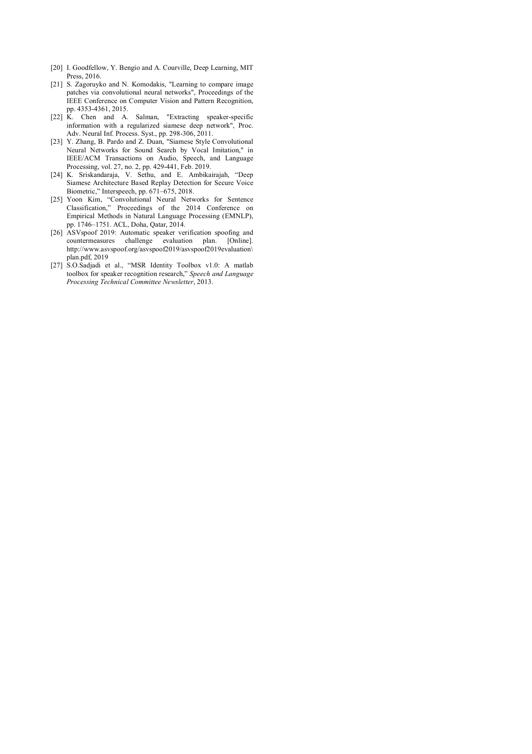- [20] I. Goodfellow, Y. Bengio and A. Courville, Deep Learning, MIT Press, 2016.
- [21] S. Zagoruyko and N. Komodakis, "Learning to compare image patches via convolutional neural networks", Proceedings of the IEEE Conference on Computer Vision and Pattern Recognition, pp. 4353-4361, 2015.
- [22] K. Chen and A. Salman, "Extracting speaker-specific information with a regularized siamese deep network", Proc. Adv. Neural Inf. Process. Syst., pp. 298-306, 2011.
- [23] Y. Zhang, B. Pardo and Z. Duan, "Siamese Style Convolutional Neural Networks for Sound Search by Vocal Imitation," in IEEE/ACM Transactions on Audio, Speech, and Language Processing, vol. 27, no. 2, pp. 429-441, Feb. 2019.
- [24] K. Sriskandaraja, V. Sethu, and E. Ambikairajah, "Deep Siamese Architecture Based Replay Detection for Secure Voice Biometric," Interspeech, pp. 671–675, 2018.
- [25] Yoon Kim, "Convolutional Neural Networks for Sentence Classification," Proceedings of the 2014 Conference on Empirical Methods in Natural Language Processing (EMNLP), pp. 1746–1751. ACL, Doha, Qatar, 2014.
- [26] ASVspoof 2019: Automatic speaker verification spoofing and countermeasures challenge evaluation plan. [Online]. http://www.asvspoof.org/asvspoof2019/asvspoof2019evaluation\plan.pdf, 2019
- [27] S.O.Sadjadi et al., "MSR Identity Toolbox v1.0: A matlab toolbox for speaker recognition research," *Speech and Language Processing Technical Committee Newsletter*, 2013.